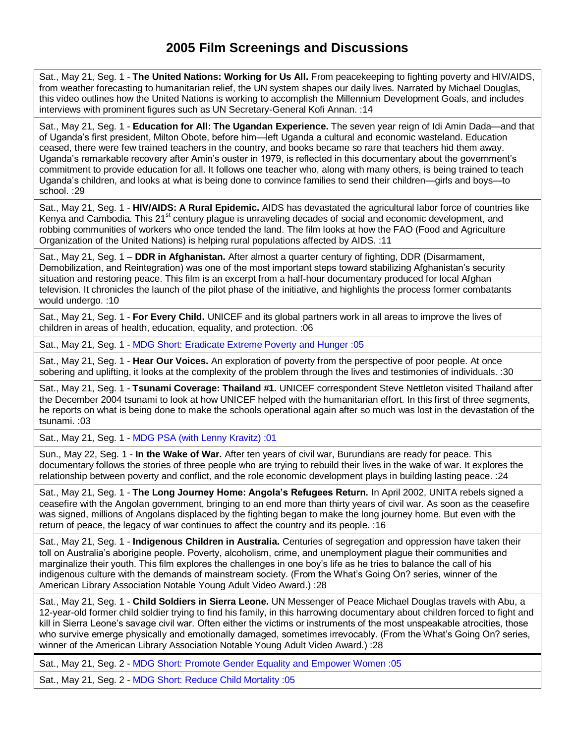# 2005 Film Screenings and Discussions

Sat., May 21, Seg. 1 - **The United Nations: Working for Us All.** From peacekeeping to fighting poverty and HIV/AIDS, from weather forecasting to humanitarian relief, the UN system shapes our daily lives. Narrated by Michael Douglas, this video outlines how the United Nations is working to accomplish the Millennium Development Goals, and includes interviews with prominent figures such as UN Secretary-General Kofi Annan. :14

Sat., May 21, Seg. 1 - **Education for All: The Ugandan Experience.** The seven year reign of Idi Amin Dada—and that of Uganda's first president, Milton Obote, before him—left Uganda a cultural and economic wasteland. Education ceased, there were few trained teachers in the country, and books became so rare that teachers hid them away. Uganda's remarkable recovery after Amin's ouster in 1979, is reflected in this documentary about the government's commitment to provide education for all. It follows one teacher who, along with many others, is being trained to teach Uganda's children, and looks at what is being done to convince families to send their children—girls and boys—to school. :29

Sat., May 21, Seg. 1 - **HIV/AIDS: A Rural Epidemic.** AIDS has devastated the agricultural labor force of countries like Kenya and Cambodia. This 21st century plague is unraveling decades of social and economic development, and robbing communities of workers who once tended the land. The film looks at how the FAO (Food and Agriculture Organization of the United Nations) is helping rural populations affected by AIDS. :11

Sat., May 21, Seg. 1 – **DDR in Afghanistan.** After almost a quarter century of fighting, DDR (Disarmament, Demobilization, and Reintegration) was one of the most important steps toward stabilizing Afghanistan's security situation and restoring peace. This film is an excerpt from a half-hour documentary produced for local Afghan television. It chronicles the launch of the pilot phase of the initiative, and highlights the process former combatants would undergo. :10

Sat., May 21, Seg. 1 - **For Every Child.** UNICEF and its global partners work in all areas to improve the lives of children in areas of health, education, equality, and protection. :06

Sat., May 21, Seg. 1 - MDG Short: Eradicate Extreme Poverty and Hunger :05

Sat., May 21, Seg. 1 - **Hear Our Voices.** An exploration of poverty from the perspective of poor people. At once sobering and uplifting, it looks at the complexity of the problem through the lives and testimonies of individuals. :30

Sat., May 21, Seg. 1 - **Tsunami Coverage: Thailand #1.** UNICEF correspondent Steve Nettleton visited Thailand after the December 2004 tsunami to look at how UNICEF helped with the humanitarian effort. In this first of three segments, he reports on what is being done to make the schools operational again after so much was lost in the devastation of the tsunami. :03

Sat., May 21, Seg. 1 - MDG PSA (with Lenny Kravitz) :01

Sun., May 22, Seg. 1 - **In the Wake of War.** After ten years of civil war, Burundians are ready for peace. This documentary follows the stories of three people who are trying to rebuild their lives in the wake of war. It explores the relationship between poverty and conflict, and the role economic development plays in building lasting peace. :24

Sat., May 21, Seg. 1 - **The Long Journey Home: Angola's Refugees Return.** In April 2002, UNITA rebels signed a ceasefire with the Angolan government, bringing to an end more than thirty years of civil war. As soon as the ceasefire was signed, millions of Angolans displaced by the fighting began to make the long journey home. But even with the return of peace, the legacy of war continues to affect the country and its people. :16

Sat., May 21, Seg. 1 - **Indigenous Children in Australia.** Centuries of segregation and oppression have taken their toll on Australia's aborigine people. Poverty, alcoholism, crime, and unemployment plague their communities and marginalize their youth. This film explores the challenges in one boy's life as he tries to balance the call of his indigenous culture with the demands of mainstream society. (From the What's Going On? series, winner of the American Library Association Notable Young Adult Video Award.) :28

Sat., May 21, Seg. 1 - **Child Soldiers in Sierra Leone.** UN Messenger of Peace Michael Douglas travels with Abu, a 12-year-old former child soldier trying to find his family, in this harrowing documentary about children forced to fight and kill in Sierra Leone's savage civil war. Often either the victims or instruments of the most unspeakable atrocities, those who survive emerge physically and emotionally damaged, sometimes irrevocably. (From the What's Going On? series, winner of the American Library Association Notable Young Adult Video Award.) :28

Sat., May 21, Seg. 2 - MDG Short: Promote Gender Equality and Empower Women :05

Sat., May 21, Seg. 2 - MDG Short: Reduce Child Mortality :05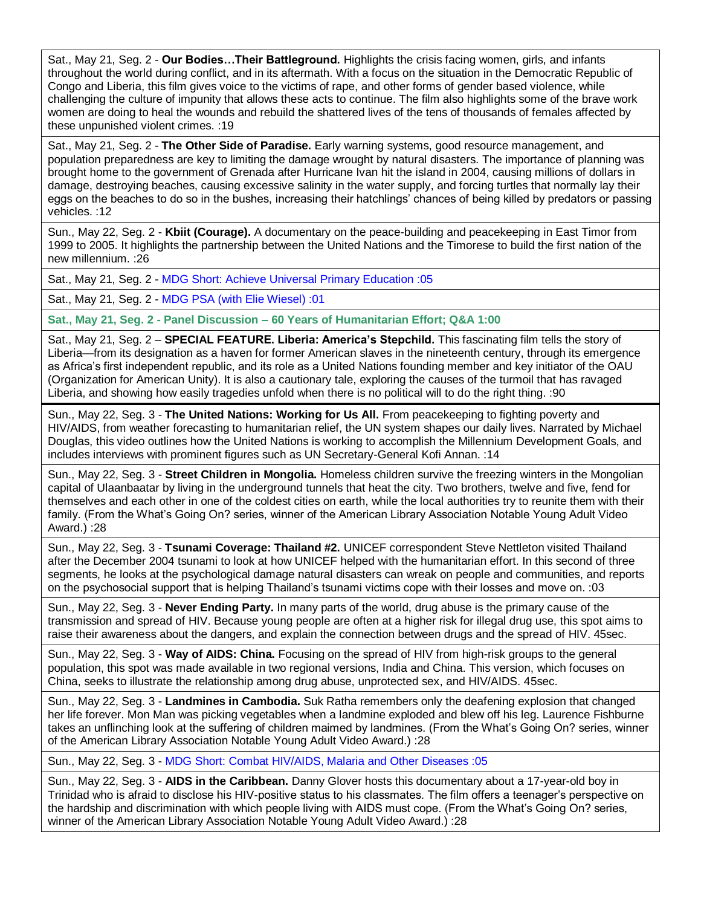Sat., May 21, Seg. 2 - **Our Bodies…Their Battleground.** Highlights the crisis facing women, girls, and infants throughout the world during conflict, and in its aftermath. With a focus on the situation in the Democratic Republic of Congo and Liberia, this film gives voice to the victims of rape, and other forms of gender based violence, while challenging the culture of impunity that allows these acts to continue. The film also highlights some of the brave work women are doing to heal the wounds and rebuild the shattered lives of the tens of thousands of females affected by these unpunished violent crimes. :19

Sat., May 21, Seg. 2 - **The Other Side of Paradise.** Early warning systems, good resource management, and population preparedness are key to limiting the damage wrought by natural disasters. The importance of planning was brought home to the government of Grenada after Hurricane Ivan hit the island in 2004, causing millions of dollars in damage, destroying beaches, causing excessive salinity in the water supply, and forcing turtles that normally lay their eggs on the beaches to do so in the bushes, increasing their hatchlings' chances of being killed by predators or passing vehicles. :12

Sun., May 22, Seg. 2 - **Kbiit (Courage).** A documentary on the peace-building and peacekeeping in East Timor from 1999 to 2005. It highlights the partnership between the United Nations and the Timorese to build the first nation of the new millennium. :26

Sat., May 21, Seg. 2 - MDG Short: Achieve Universal Primary Education :05

Sat., May 21, Seg. 2 - MDG PSA (with Elie Wiesel) :01

**Sat., May 21, Seg. 2 - Panel Discussion – 60 Years of Humanitarian Effort; Q&A 1:00**

Sat., May 21, Seg. 2 – **SPECIAL FEATURE. Liberia: America's Stepchild.** This fascinating film tells the story of Liberia—from its designation as a haven for former American slaves in the nineteenth century, through its emergence as Africa's first independent republic, and its role as a United Nations founding member and key initiator of the OAU (Organization for American Unity). It is also a cautionary tale, exploring the causes of the turmoil that has ravaged Liberia, and showing how easily tragedies unfold when there is no political will to do the right thing. :90

---

Sun., May 22, Seg. 3 - **The United Nations: Working for Us All.** From peacekeeping to fighting poverty and HIV/AIDS, from weather forecasting to humanitarian relief, the UN system shapes our daily lives. Narrated by Michael Douglas, this video outlines how the United Nations is working to accomplish the Millennium Development Goals, and includes interviews with prominent figures such as UN Secretary-General Kofi Annan. :14

Sun., May 22, Seg. 3 - **Street Children in Mongolia.** Homeless children survive the freezing winters in the Mongolian capital of Ulaanbaatar by living in the underground tunnels that heat the city. Two brothers, twelve and five, fend for themselves and each other in one of the coldest cities on earth, while the local authorities try to reunite them with their family. (From the What's Going On? series, winner of the American Library Association Notable Young Adult Video Award.) :28

Sun., May 22, Seg. 3 - **Tsunami Coverage: Thailand #2.** UNICEF correspondent Steve Nettleton visited Thailand after the December 2004 tsunami to look at how UNICEF helped with the humanitarian effort. In this second of three segments, he looks at the psychological damage natural disasters can wreak on people and communities, and reports on the psychosocial support that is helping Thailand's tsunami victims cope with their losses and move on. :03

Sun., May 22, Seg. 3 - **Never Ending Party.** In many parts of the world, drug abuse is the primary cause of the transmission and spread of HIV. Because young people are often at a higher risk for illegal drug use, this spot aims to raise their awareness about the dangers, and explain the connection between drugs and the spread of HIV. 45sec.

Sun., May 22, Seg. 3 - **Way of AIDS: China.** Focusing on the spread of HIV from high-risk groups to the general population, this spot was made available in two regional versions, India and China. This version, which focuses on China, seeks to illustrate the relationship among drug abuse, unprotected sex, and HIV/AIDS. 45sec.

Sun., May 22, Seg. 3 - **Landmines in Cambodia.** Suk Ratha remembers only the deafening explosion that changed her life forever. Mon Man was picking vegetables when a landmine exploded and blew off his leg. Laurence Fishburne takes an unflinching look at the suffering of children maimed by landmines. (From the What's Going On? series, winner of the American Library Association Notable Young Adult Video Award.) :28

Sun., May 22, Seg. 3 - MDG Short: Combat HIV/AIDS, Malaria and Other Diseases :05

Sun., May 22, Seg. 3 - **AIDS in the Caribbean.** Danny Glover hosts this documentary about a 17-year-old boy in Trinidad who is afraid to disclose his HIV-positive status to his classmates. The film offers a teenager's perspective on the hardship and discrimination with which people living with AIDS must cope. (From the What's Going On? series, winner of the American Library Association Notable Young Adult Video Award.) :28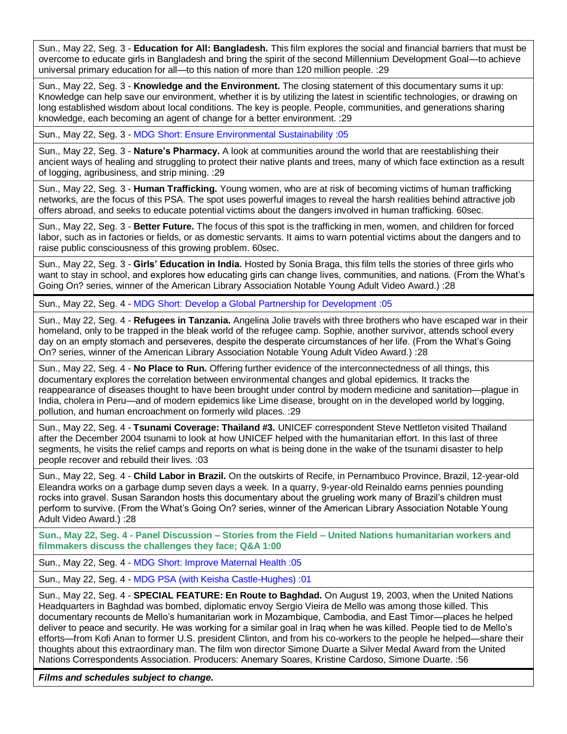Sun., May 22, Seg. 3 - **Education for All: Bangladesh.** This film explores the social and financial barriers that must be overcome to educate girls in Bangladesh and bring the spirit of the second Millennium Development Goal—to achieve universal primary education for all—to this nation of more than 120 million people. :29

Sun., May 22, Seg. 3 - **Knowledge and the Environment.** The closing statement of this documentary sums it up: Knowledge can help save our environment, whether it is by utilizing the latest in scientific technologies, or drawing on long established wisdom about local conditions. The key is people. People, communities, and generations sharing knowledge, each becoming an agent of change for a better environment. :29

Sun., May 22, Seg. 3 - MDG Short: Ensure Environmental Sustainability :05

Sun., May 22, Seg. 3 - **Nature's Pharmacy.** A look at communities around the world that are reestablishing their ancient ways of healing and struggling to protect their native plants and trees, many of which face extinction as a result of logging, agribusiness, and strip mining. :29

Sun., May 22, Seg. 3 - **Human Trafficking.** Young women, who are at risk of becoming victims of human trafficking networks, are the focus of this PSA. The spot uses powerful images to reveal the harsh realities behind attractive job offers abroad, and seeks to educate potential victims about the dangers involved in human trafficking. 60sec.

Sun., May 22, Seg. 3 - **Better Future.** The focus of this spot is the trafficking in men, women, and children for forced labor, such as in factories or fields, or as domestic servants. It aims to warn potential victims about the dangers and to raise public consciousness of this growing problem. 60sec.

Sun., May 22, Seg. 3 - **Girls' Education in India.** Hosted by Sonia Braga, this film tells the stories of three girls who want to stay in school, and explores how educating girls can change lives, communities, and nations. (From the What's Going On? series, winner of the American Library Association Notable Young Adult Video Award.) :28

Sun., May 22, Seg. 4 - MDG Short: Develop a Global Partnership for Development :05

Sun., May 22, Seg. 4 - **Refugees in Tanzania.** Angelina Jolie travels with three brothers who have escaped war in their homeland, only to be trapped in the bleak world of the refugee camp. Sophie, another survivor, attends school every day on an empty stomach and perseveres, despite the desperate circumstances of her life. (From the What's Going On? series, winner of the American Library Association Notable Young Adult Video Award.) :28

Sun., May 22, Seg. 4 - **No Place to Run.** Offering further evidence of the interconnectedness of all things, this documentary explores the correlation between environmental changes and global epidemics. It tracks the reappearance of diseases thought to have been brought under control by modern medicine and sanitation—plague in India, cholera in Peru—and of modern epidemics like Lime disease, brought on in the developed world by logging, pollution, and human encroachment on formerly wild places. :29

Sun., May 22, Seg. 4 - **Tsunami Coverage: Thailand #3.** UNICEF correspondent Steve Nettleton visited Thailand after the December 2004 tsunami to look at how UNICEF helped with the humanitarian effort. In this last of three segments, he visits the relief camps and reports on what is being done in the wake of the tsunami disaster to help people recover and rebuild their lives. :03

Sun., May 22, Seg. 4 - **Child Labor in Brazil.** On the outskirts of Recife, in Pernambuco Province, Brazil, 12-year-old Eleandra works on a garbage dump seven days a week. In a quarry, 9-year-old Reinaldo earns pennies pounding rocks into gravel. Susan Sarandon hosts this documentary about the grueling work many of Brazil's children must perform to survive. (From the What's Going On? series, winner of the American Library Association Notable Young Adult Video Award.) :28

**Sun., May 22, Seg. 4 - Panel Discussion – Stories from the Field – United Nations humanitarian workers and filmmakers discuss the challenges they face; Q&A 1:00**

Sun., May 22, Seg. 4 - MDG Short: Improve Maternal Health :05

Sun., May 22, Seg. 4 - MDG PSA (with Keisha Castle-Hughes) :01

Sun., May 22, Seg. 4 - **SPECIAL FEATURE: En Route to Baghdad.** On August 19, 2003, when the United Nations Headquarters in Baghdad was bombed, diplomatic envoy Sergio Vieira de Mello was among those killed. This documentary recounts de Mello's humanitarian work in Mozambique, Cambodia, and East Timor—places he helped deliver to peace and security. He was working for a similar goal in Iraq when he was killed. People tied to de Mello's efforts—from Kofi Anan to former U.S. president Clinton, and from his co-workers to the people he helped—share their thoughts about this extraordinary man. The film won director Simone Duarte a Silver Medal Award from the United Nations Correspondents Association. Producers: Anemary Soares, Kristine Cardoso, Simone Duarte. :56

***Films and schedules subject to change.***